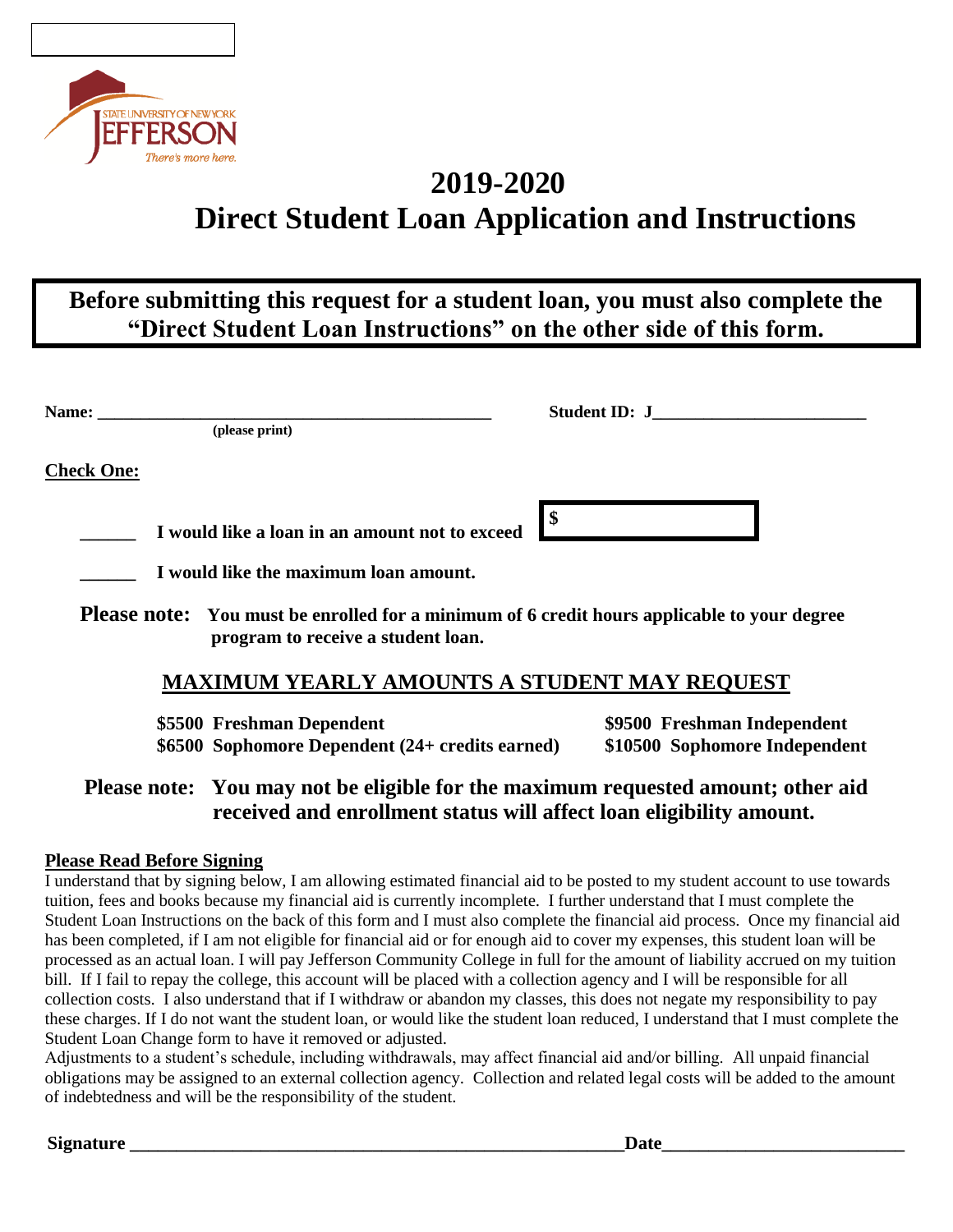STATE UNIVERSITY OF NEW YORK
JEFFERSON
*There's more here.*

# 2019-2020
# Direct Student Loan Application and Instructions

**Before submitting this request for a student loan, you must also complete the "Direct Student Loan Instructions" on the other side of this form.**

**Name:** ______________________________________________ **Student ID: J**________________________
**(please print)**

**Check One:**

______ **I would like a loan in an amount not to exceed** **$** __________

______ **I would like the maximum loan amount.**

**Please note: You must be enrolled for a minimum of 6 credit hours applicable to your degree program to receive a student loan.**

## MAXIMUM YEARLY AMOUNTS A STUDENT MAY REQUEST

| Dependent | Independent |
|---|---|
| **$5500 Freshman Dependent** | **$9500 Freshman Independent** |
| **$6500 Sophomore Dependent (24+ credits earned)** | **$10500 Sophomore Independent** |

**Please note: You may not be eligible for the maximum requested amount; other aid received and enrollment status will affect loan eligibility amount.**

**Please Read Before Signing**

I understand that by signing below, I am allowing estimated financial aid to be posted to my student account to use towards tuition, fees and books because my financial aid is currently incomplete. I further understand that I must complete the Student Loan Instructions on the back of this form and I must also complete the financial aid process. Once my financial aid has been completed, if I am not eligible for financial aid or for enough aid to cover my expenses, this student loan will be processed as an actual loan. I will pay Jefferson Community College in full for the amount of liability accrued on my tuition bill. If I fail to repay the college, this account will be placed with a collection agency and I will be responsible for all collection costs. I also understand that if I withdraw or abandon my classes, this does not negate my responsibility to pay these charges. If I do not want the student loan, or would like the student loan reduced, I understand that I must complete the Student Loan Change form to have it removed or adjusted.

Adjustments to a student's schedule, including withdrawals, may affect financial aid and/or billing. All unpaid financial obligations may be assigned to an external collection agency. Collection and related legal costs will be added to the amount of indebtedness and will be the responsibility of the student.

**Signature** ______________________________________________ **Date**__________________________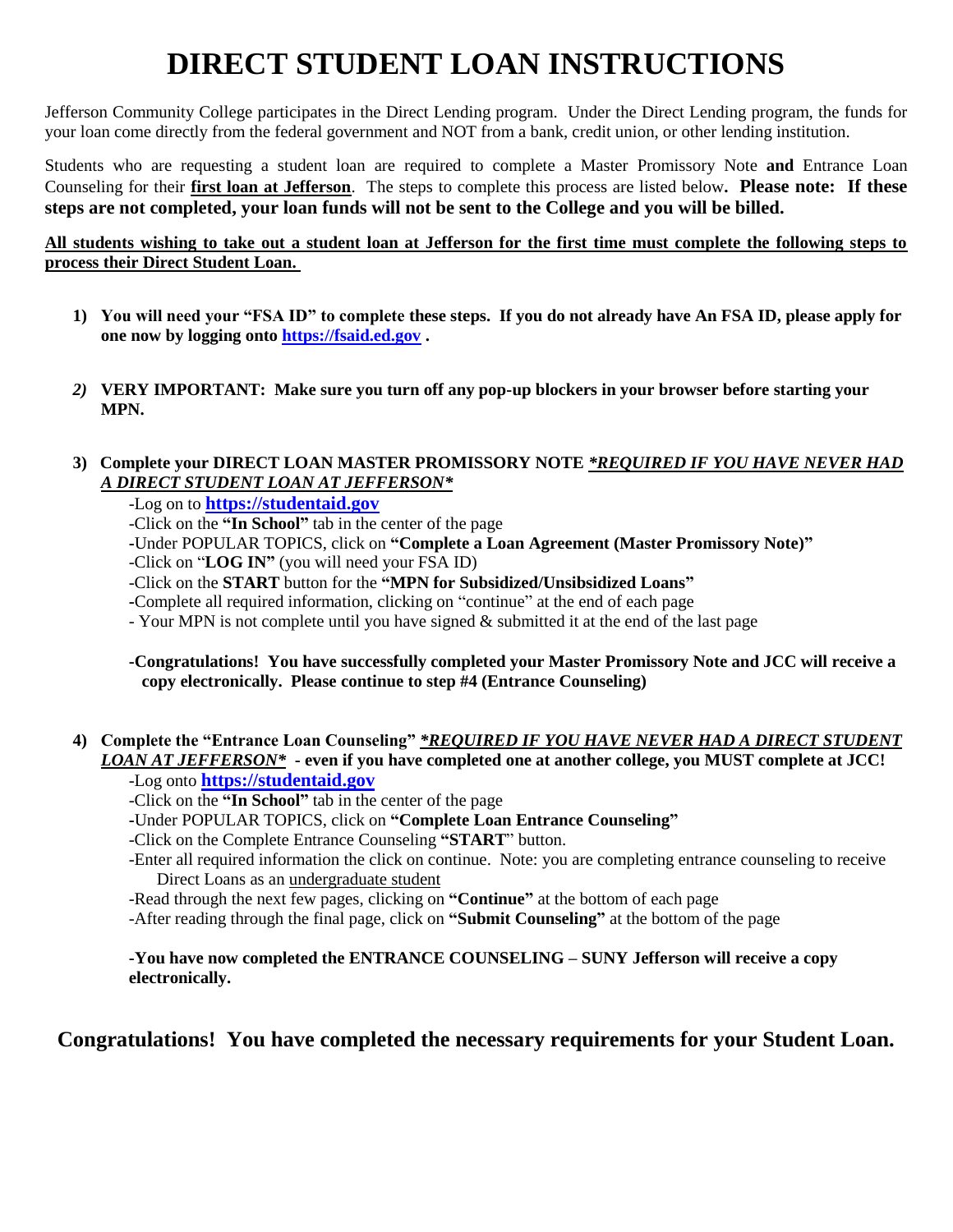# DIRECT STUDENT LOAN INSTRUCTIONS

Jefferson Community College participates in the Direct Lending program. Under the Direct Lending program, the funds for your loan come directly from the federal government and NOT from a bank, credit union, or other lending institution.

Students who are requesting a student loan are required to complete a Master Promissory Note **and** Entrance Loan Counseling for their **first loan at Jefferson**. The steps to complete this process are listed below**. Please note: If these steps are not completed, your loan funds will not be sent to the College and you will be billed.**

**All students wishing to take out a student loan at Jefferson for the first time must complete the following steps to process their Direct Student Loan.**

1) **You will need your "FSA ID" to complete these steps. If you do not already have An FSA ID, please apply for one now by logging onto [https://fsaid.ed.gov](https://fsaid.ed.gov) .**

2) **VERY IMPORTANT: Make sure you turn off any pop-up blockers in your browser before starting your MPN.**

3) **Complete your DIRECT LOAN MASTER PROMISSORY NOTE** ***\*REQUIRED IF YOU HAVE NEVER HAD A DIRECT STUDENT LOAN AT JEFFERSON\****

   -Log on to **[https://studentaid.gov](https://studentaid.gov)**
   -Click on the **"In School"** tab in the center of the page
   -Under POPULAR TOPICS, click on **"Complete a Loan Agreement (Master Promissory Note)"**
   -Click on "**LOG IN"** (you will need your FSA ID)
   -Click on the **START** button for the **"MPN for Subsidized/Unsibsidized Loans"**
   -Complete all required information, clicking on "continue" at the end of each page
   - Your MPN is not complete until you have signed & submitted it at the end of the last page

   **-Congratulations! You have successfully completed your Master Promissory Note and JCC will receive a copy electronically. Please continue to step #4 (Entrance Counseling)**

4) **Complete the "Entrance Loan Counseling"** ***\*REQUIRED IF YOU HAVE NEVER HAD A DIRECT STUDENT LOAN AT JEFFERSON\**** **- even if you have completed one at another college, you MUST complete at JCC!**

   -Log onto **[https://studentaid.gov](https://studentaid.gov)**
   -Click on the **"In School"** tab in the center of the page
   -Under POPULAR TOPICS, click on **"Complete Loan Entrance Counseling"**
   -Click on the Complete Entrance Counseling **"START"** button.
   -Enter all required information the click on continue. Note: you are completing entrance counseling to receive Direct Loans as an undergraduate student
   -Read through the next few pages, clicking on **"Continue"** at the bottom of each page
   -After reading through the final page, click on **"Submit Counseling"** at the bottom of the page

   **-You have now completed the ENTRANCE COUNSELING – SUNY Jefferson will receive a copy electronically.**

## Congratulations! You have completed the necessary requirements for your Student Loan.